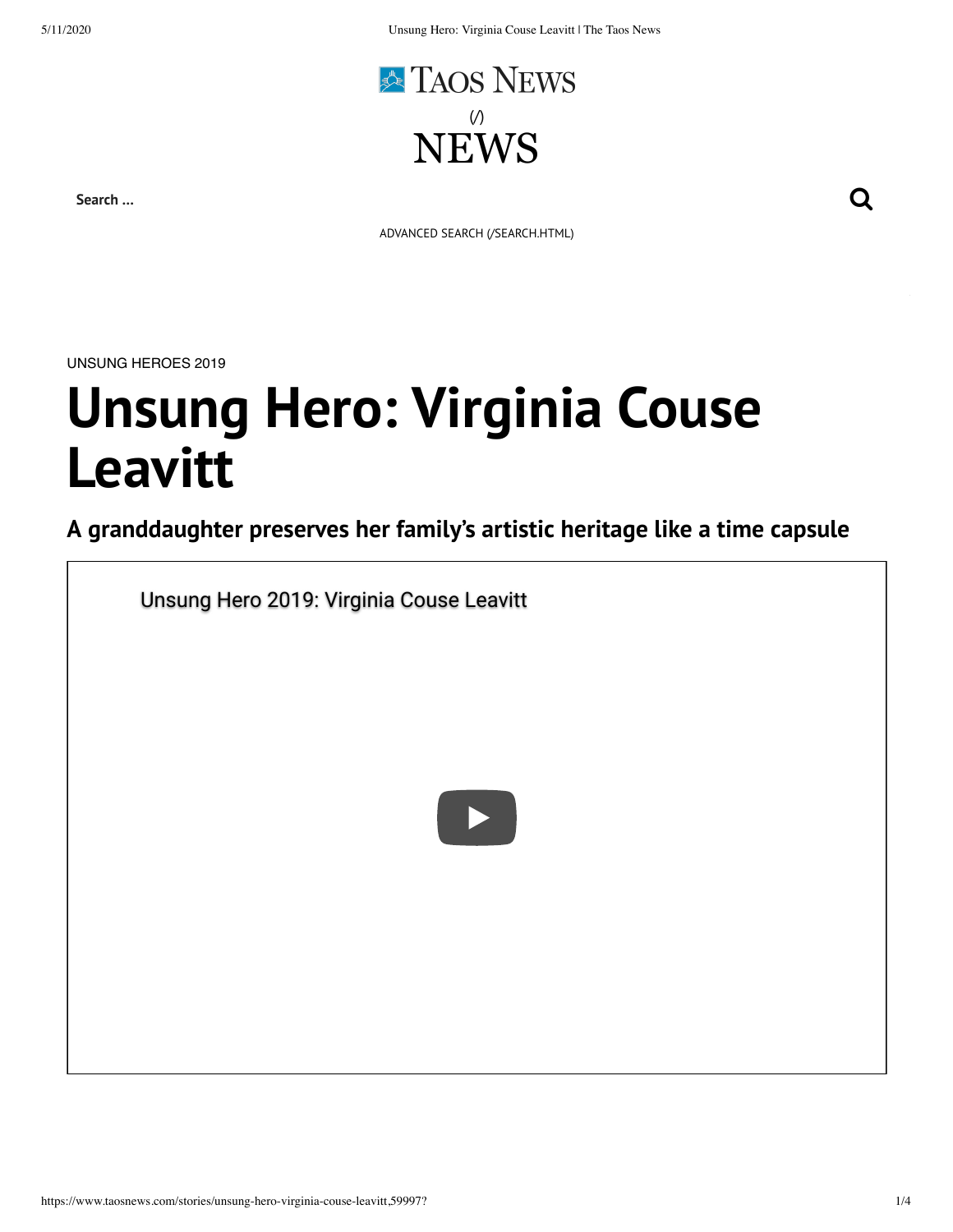TAOS NEWS

(/)

NEWS

Search ...

ADVANCED SEARCH (/SEARCH.HTML)

UNSUNG HEROES 2019

# Unsung Hero: Virginia Couse Leavitt

## A granddaughter preserves her family's artistic heritage like a time capsule

Unsung Hero 2019: Virginia Couse Leavitt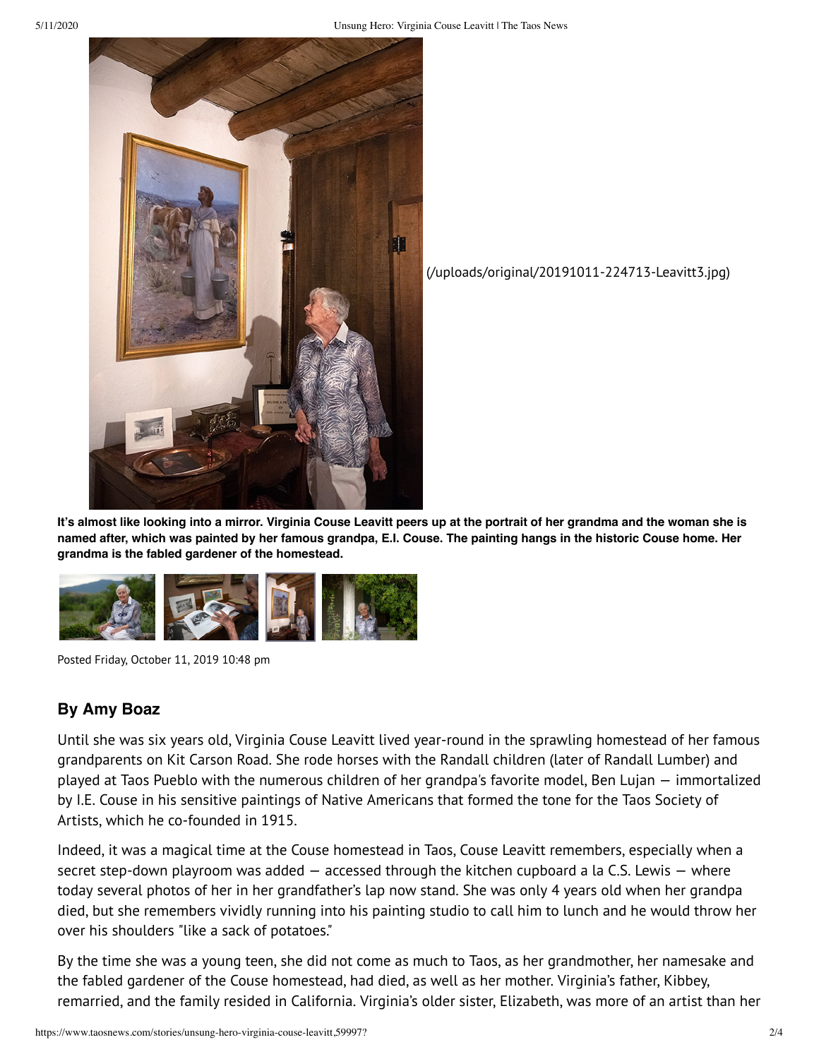(/uploads/original/20191011-224713-Leavitt3.jpg)

**It's almost like looking into a mirror. Virginia Couse Leavitt peers up at the portrait of her grandma and the woman she is named after, which was painted by her famous grandpa, E.I. Couse. The painting hangs in the historic Couse home. Her grandma is the fabled gardener of the homestead.**

Posted Friday, October 11, 2019 10:48 pm

### By Amy Boaz

Until she was six years old, Virginia Couse Leavitt lived year-round in the sprawling homestead of her famous grandparents on Kit Carson Road. She rode horses with the Randall children (later of Randall Lumber) and played at Taos Pueblo with the numerous children of her grandpa's favorite model, Ben Lujan — immortalized by I.E. Couse in his sensitive paintings of Native Americans that formed the tone for the Taos Society of Artists, which he co-founded in 1915.

Indeed, it was a magical time at the Couse homestead in Taos, Couse Leavitt remembers, especially when a secret step-down playroom was added — accessed through the kitchen cupboard a la C.S. Lewis — where today several photos of her in her grandfather's lap now stand. She was only 4 years old when her grandpa died, but she remembers vividly running into his painting studio to call him to lunch and he would throw her over his shoulders "like a sack of potatoes."

By the time she was a young teen, she did not come as much to Taos, as her grandmother, her namesake and the fabled gardener of the Couse homestead, had died, as well as her mother. Virginia's father, Kibbey, remarried, and the family resided in California. Virginia's older sister, Elizabeth, was more of an artist than her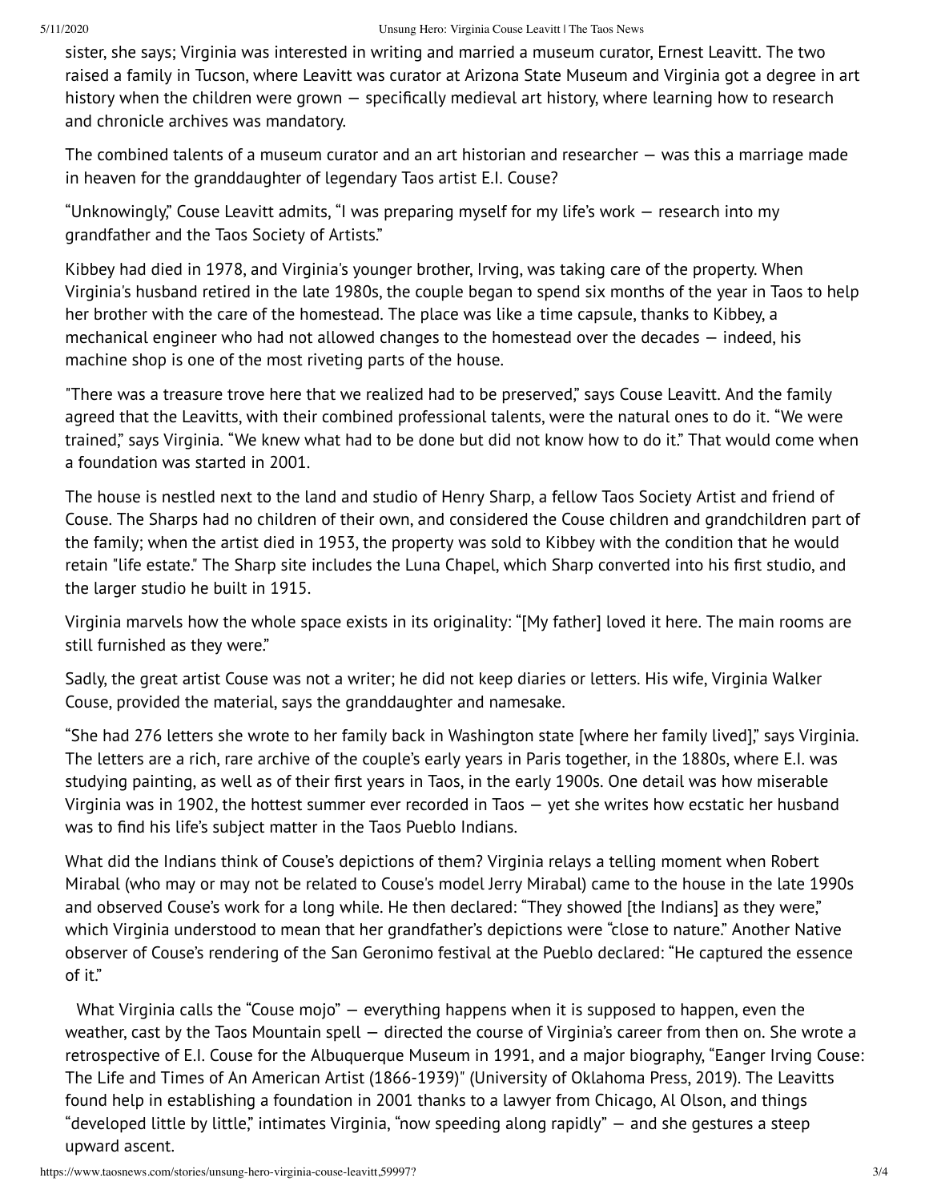sister, she says; Virginia was interested in writing and married a museum curator, Ernest Leavitt. The two raised a family in Tucson, where Leavitt was curator at Arizona State Museum and Virginia got a degree in art history when the children were grown — specifically medieval art history, where learning how to research and chronicle archives was mandatory.

The combined talents of a museum curator and an art historian and researcher — was this a marriage made in heaven for the granddaughter of legendary Taos artist E.I. Couse?

“Unknowingly,” Couse Leavitt admits, “I was preparing myself for my life's work — research into my grandfather and the Taos Society of Artists.”

Kibbey had died in 1978, and Virginia's younger brother, Irving, was taking care of the property. When Virginia's husband retired in the late 1980s, the couple began to spend six months of the year in Taos to help her brother with the care of the homestead. The place was like a time capsule, thanks to Kibbey, a mechanical engineer who had not allowed changes to the homestead over the decades — indeed, his machine shop is one of the most riveting parts of the house.

"There was a treasure trove here that we realized had to be preserved," says Couse Leavitt. And the family agreed that the Leavitts, with their combined professional talents, were the natural ones to do it. “We were trained,” says Virginia. “We knew what had to be done but did not know how to do it.” That would come when a foundation was started in 2001.

The house is nestled next to the land and studio of Henry Sharp, a fellow Taos Society Artist and friend of Couse. The Sharps had no children of their own, and considered the Couse children and grandchildren part of the family; when the artist died in 1953, the property was sold to Kibbey with the condition that he would retain "life estate." The Sharp site includes the Luna Chapel, which Sharp converted into his first studio, and the larger studio he built in 1915.

Virginia marvels how the whole space exists in its originality: “[My father] loved it here. The main rooms are still furnished as they were.”

Sadly, the great artist Couse was not a writer; he did not keep diaries or letters. His wife, Virginia Walker Couse, provided the material, says the granddaughter and namesake.

“She had 276 letters she wrote to her family back in Washington state [where her family lived],” says Virginia. The letters are a rich, rare archive of the couple's early years in Paris together, in the 1880s, where E.I. was studying painting, as well as of their first years in Taos, in the early 1900s. One detail was how miserable Virginia was in 1902, the hottest summer ever recorded in Taos — yet she writes how ecstatic her husband was to find his life's subject matter in the Taos Pueblo Indians.

What did the Indians think of Couse's depictions of them? Virginia relays a telling moment when Robert Mirabal (who may or may not be related to Couse's model Jerry Mirabal) came to the house in the late 1990s and observed Couse's work for a long while. He then declared: “They showed [the Indians] as they were,” which Virginia understood to mean that her grandfather's depictions were “close to nature.” Another Native observer of Couse's rendering of the San Geronimo festival at the Pueblo declared: “He captured the essence of it.”

What Virginia calls the “Couse mojo” — everything happens when it is supposed to happen, even the weather, cast by the Taos Mountain spell — directed the course of Virginia's career from then on. She wrote a retrospective of E.I. Couse for the Albuquerque Museum in 1991, and a major biography, “Eanger Irving Couse: The Life and Times of An American Artist (1866-1939)" (University of Oklahoma Press, 2019). The Leavitts found help in establishing a foundation in 2001 thanks to a lawyer from Chicago, Al Olson, and things “developed little by little,” intimates Virginia, “now speeding along rapidly” — and she gestures a steep upward ascent.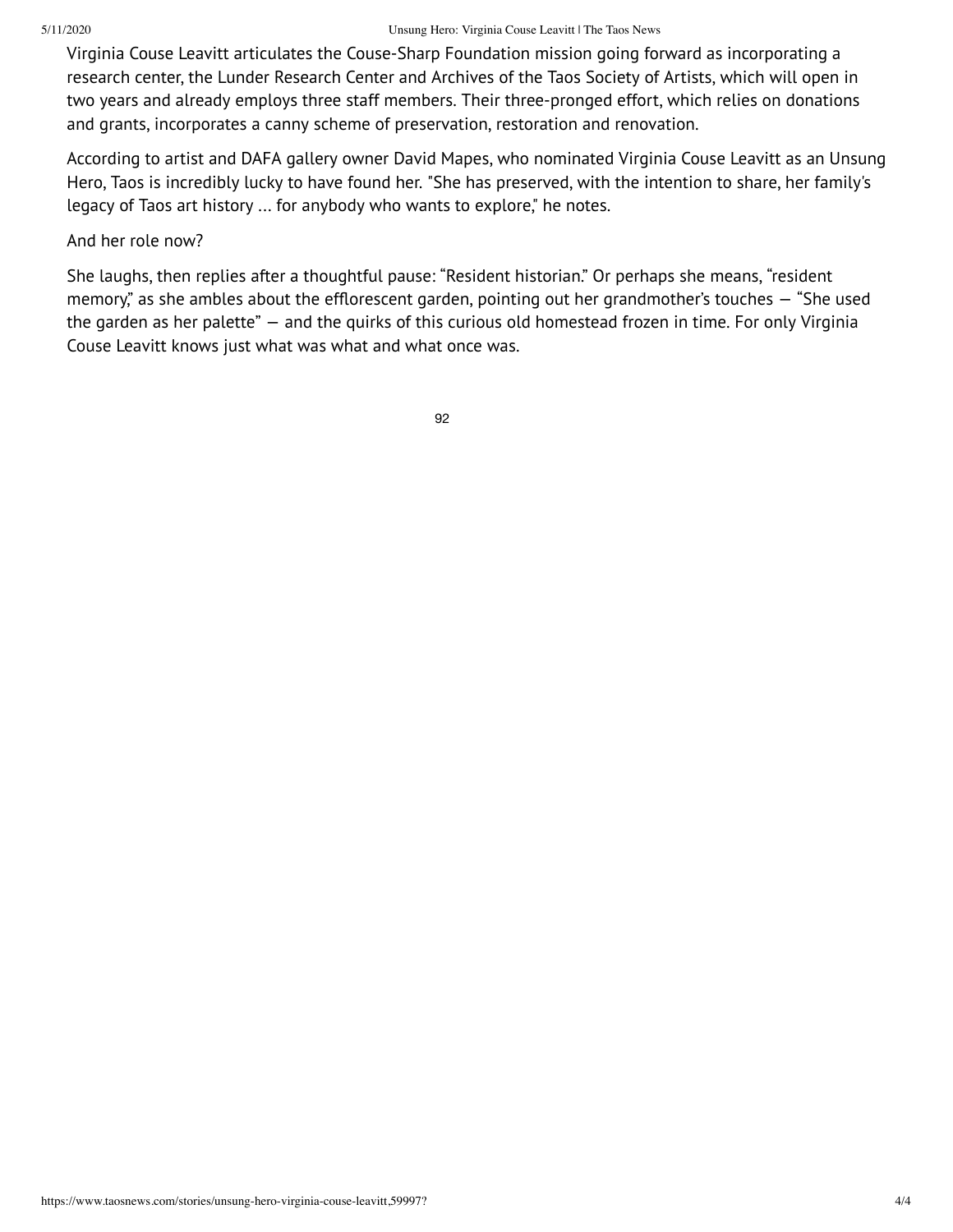Virginia Couse Leavitt articulates the Couse-Sharp Foundation mission going forward as incorporating a research center, the Lunder Research Center and Archives of the Taos Society of Artists, which will open in two years and already employs three staff members. Their three-pronged effort, which relies on donations and grants, incorporates a canny scheme of preservation, restoration and renovation.

According to artist and DAFA gallery owner David Mapes, who nominated Virginia Couse Leavitt as an Unsung Hero, Taos is incredibly lucky to have found her. "She has preserved, with the intention to share, her family's legacy of Taos art history … for anybody who wants to explore," he notes.

And her role now?

She laughs, then replies after a thoughtful pause: "Resident historian." Or perhaps she means, "resident memory," as she ambles about the efflorescent garden, pointing out her grandmother's touches — "She used the garden as her palette" — and the quirks of this curious old homestead frozen in time. For only Virginia Couse Leavitt knows just what was what and what once was.

92